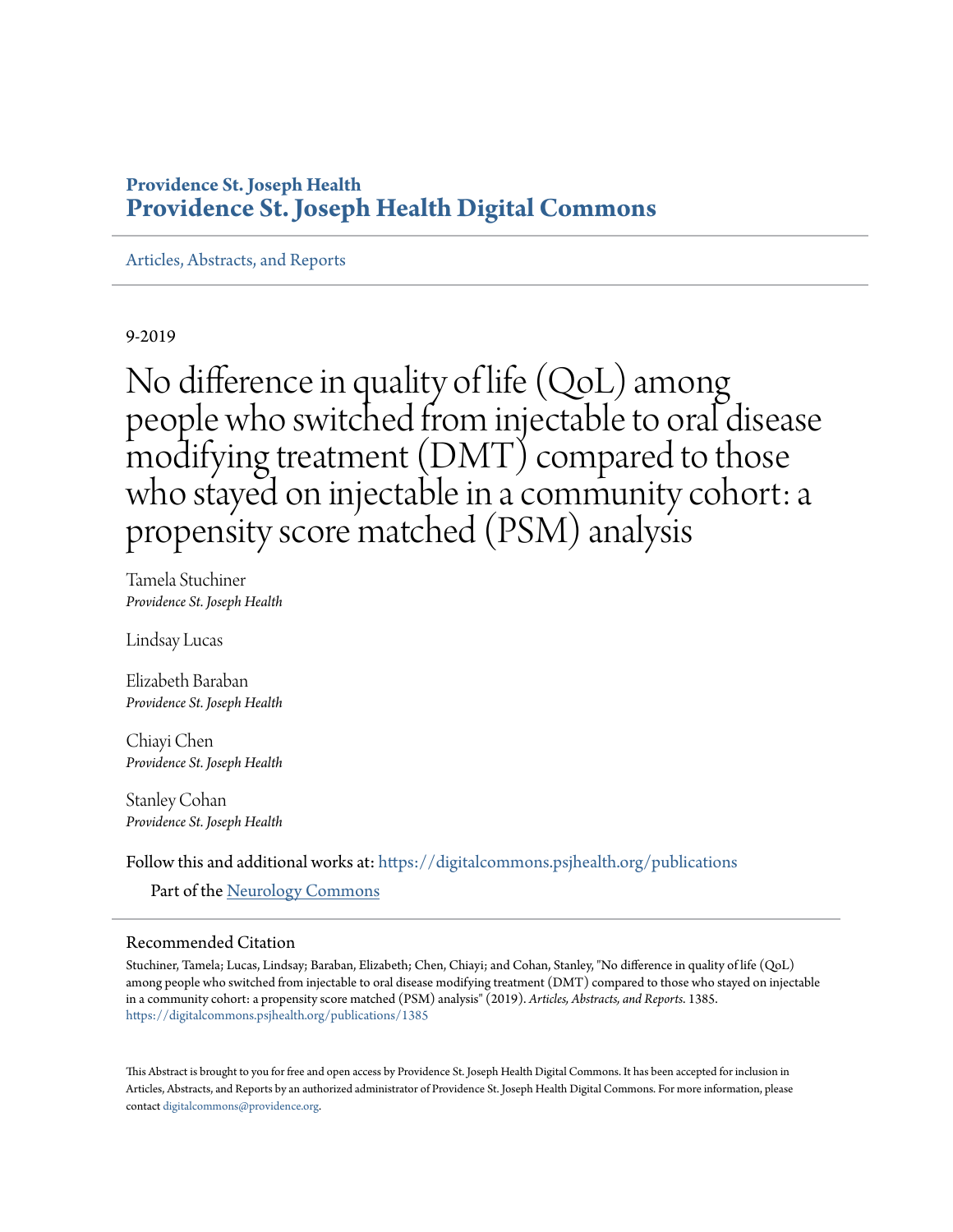**Providence St. Joseph Health**
**Providence St. Joseph Health Digital Commons**

Articles, Abstracts, and Reports

9-2019

# No difference in quality of life (QoL) among people who switched from injectable to oral disease modifying treatment (DMT) compared to those who stayed on injectable in a community cohort: a propensity score matched (PSM) analysis

Tamela Stuchiner
*Providence St. Joseph Health*

Lindsay Lucas

Elizabeth Baraban
*Providence St. Joseph Health*

Chiayi Chen
*Providence St. Joseph Health*

Stanley Cohan
*Providence St. Joseph Health*

Follow this and additional works at: https://digitalcommons.psjhealth.org/publications

Part of the Neurology Commons

## Recommended Citation

Stuchiner, Tamela; Lucas, Lindsay; Baraban, Elizabeth; Chen, Chiayi; and Cohan, Stanley, "No difference in quality of life (QoL) among people who switched from injectable to oral disease modifying treatment (DMT) compared to those who stayed on injectable in a community cohort: a propensity score matched (PSM) analysis" (2019). *Articles, Abstracts, and Reports*. 1385.
https://digitalcommons.psjhealth.org/publications/1385

This Abstract is brought to you for free and open access by Providence St. Joseph Health Digital Commons. It has been accepted for inclusion in Articles, Abstracts, and Reports by an authorized administrator of Providence St. Joseph Health Digital Commons. For more information, please contact digitalcommons@providence.org.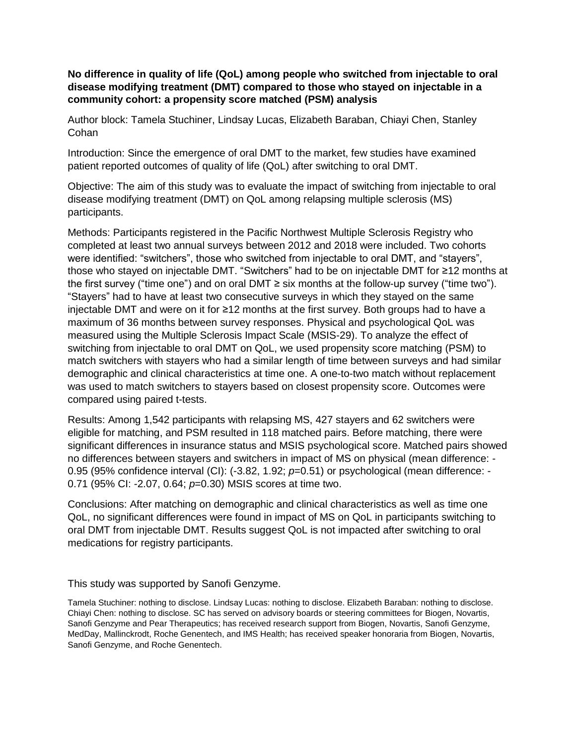**No difference in quality of life (QoL) among people who switched from injectable to oral disease modifying treatment (DMT) compared to those who stayed on injectable in a community cohort: a propensity score matched (PSM) analysis**

Author block: Tamela Stuchiner, Lindsay Lucas, Elizabeth Baraban, Chiayi Chen, Stanley Cohan

Introduction: Since the emergence of oral DMT to the market, few studies have examined patient reported outcomes of quality of life (QoL) after switching to oral DMT.

Objective: The aim of this study was to evaluate the impact of switching from injectable to oral disease modifying treatment (DMT) on QoL among relapsing multiple sclerosis (MS) participants.

Methods: Participants registered in the Pacific Northwest Multiple Sclerosis Registry who completed at least two annual surveys between 2012 and 2018 were included. Two cohorts were identified: "switchers", those who switched from injectable to oral DMT, and "stayers", those who stayed on injectable DMT. "Switchers" had to be on injectable DMT for ≥12 months at the first survey ("time one") and on oral DMT ≥ six months at the follow-up survey ("time two"). "Stayers" had to have at least two consecutive surveys in which they stayed on the same injectable DMT and were on it for ≥12 months at the first survey. Both groups had to have a maximum of 36 months between survey responses. Physical and psychological QoL was measured using the Multiple Sclerosis Impact Scale (MSIS-29). To analyze the effect of switching from injectable to oral DMT on QoL, we used propensity score matching (PSM) to match switchers with stayers who had a similar length of time between surveys and had similar demographic and clinical characteristics at time one. A one-to-two match without replacement was used to match switchers to stayers based on closest propensity score. Outcomes were compared using paired t-tests.

Results: Among 1,542 participants with relapsing MS, 427 stayers and 62 switchers were eligible for matching, and PSM resulted in 118 matched pairs. Before matching, there were significant differences in insurance status and MSIS psychological score. Matched pairs showed no differences between stayers and switchers in impact of MS on physical (mean difference: -0.95 (95% confidence interval (CI): (-3.82, 1.92; $p$=0.51) or psychological (mean difference: -0.71 (95% CI: -2.07, 0.64; $p$=0.30) MSIS scores at time two.

Conclusions: After matching on demographic and clinical characteristics as well as time one QoL, no significant differences were found in impact of MS on QoL in participants switching to oral DMT from injectable DMT. Results suggest QoL is not impacted after switching to oral medications for registry participants.

This study was supported by Sanofi Genzyme.

Tamela Stuchiner: nothing to disclose. Lindsay Lucas: nothing to disclose. Elizabeth Baraban: nothing to disclose. Chiayi Chen: nothing to disclose. SC has served on advisory boards or steering committees for Biogen, Novartis, Sanofi Genzyme and Pear Therapeutics; has received research support from Biogen, Novartis, Sanofi Genzyme, MedDay, Mallinckrodt, Roche Genentech, and IMS Health; has received speaker honoraria from Biogen, Novartis, Sanofi Genzyme, and Roche Genentech.